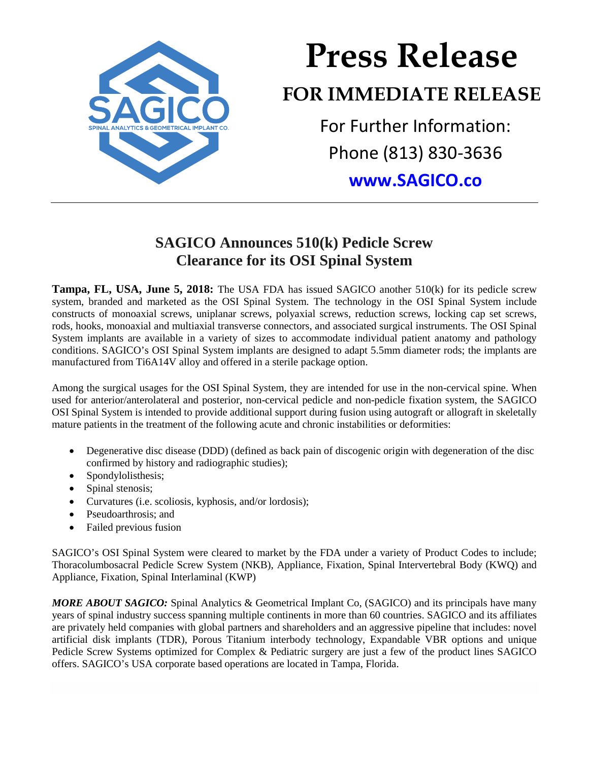SAGICO

SPINAL ANALYTICS & GEOMETRICAL IMPLANT CO.

# Press Release

## FOR IMMEDIATE RELEASE

For Further Information:

Phone (813) 830-3636

**www.SAGICO.co**

---

## SAGICO Announces 510(k) Pedicle Screw Clearance for its OSI Spinal System

**Tampa, FL, USA, June 5, 2018:** The USA FDA has issued SAGICO another 510(k) for its pedicle screw system, branded and marketed as the OSI Spinal System. The technology in the OSI Spinal System include constructs of monoaxial screws, uniplanar screws, polyaxial screws, reduction screws, locking cap set screws, rods, hooks, monoaxial and multiaxial transverse connectors, and associated surgical instruments. The OSI Spinal System implants are available in a variety of sizes to accommodate individual patient anatomy and pathology conditions. SAGICO's OSI Spinal System implants are designed to adapt 5.5mm diameter rods; the implants are manufactured from Ti6A14V alloy and offered in a sterile package option.

Among the surgical usages for the OSI Spinal System, they are intended for use in the non-cervical spine. When used for anterior/anterolateral and posterior, non-cervical pedicle and non-pedicle fixation system, the SAGICO OSI Spinal System is intended to provide additional support during fusion using autograft or allograft in skeletally mature patients in the treatment of the following acute and chronic instabilities or deformities:

- Degenerative disc disease (DDD) (defined as back pain of discogenic origin with degeneration of the disc confirmed by history and radiographic studies);
- Spondylolisthesis;
- Spinal stenosis;
- Curvatures (i.e. scoliosis, kyphosis, and/or lordosis);
- Pseudoarthrosis; and
- Failed previous fusion

SAGICO's OSI Spinal System were cleared to market by the FDA under a variety of Product Codes to include; Thoracolumbosacral Pedicle Screw System (NKB), Appliance, Fixation, Spinal Intervertebral Body (KWQ) and Appliance, Fixation, Spinal Interlaminal (KWP)

***MORE ABOUT SAGICO:*** Spinal Analytics & Geometrical Implant Co, (SAGICO) and its principals have many years of spinal industry success spanning multiple continents in more than 60 countries. SAGICO and its affiliates are privately held companies with global partners and shareholders and an aggressive pipeline that includes: novel artificial disk implants (TDR), Porous Titanium interbody technology, Expandable VBR options and unique Pedicle Screw Systems optimized for Complex & Pediatric surgery are just a few of the product lines SAGICO offers. SAGICO's USA corporate based operations are located in Tampa, Florida.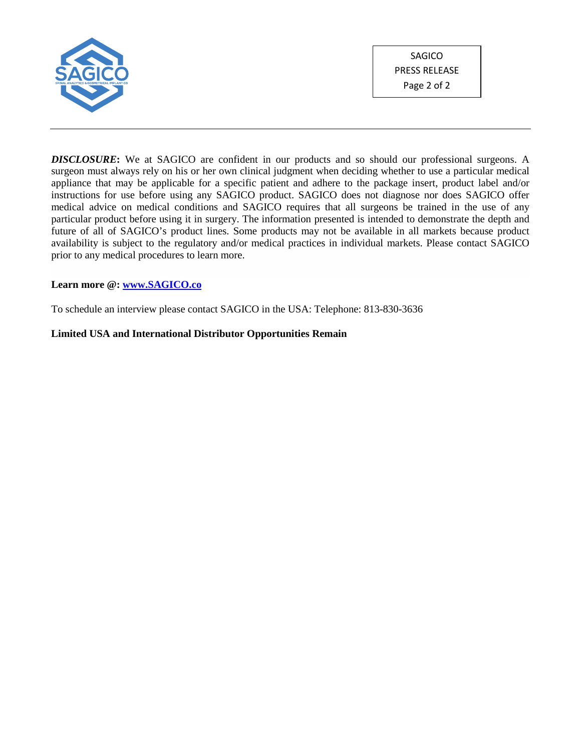***DISCLOSURE*:** We at SAGICO are confident in our products and so should our professional surgeons. A surgeon must always rely on his or her own clinical judgment when deciding whether to use a particular medical appliance that may be applicable for a specific patient and adhere to the package insert, product label and/or instructions for use before using any SAGICO product. SAGICO does not diagnose nor does SAGICO offer medical advice on medical conditions and SAGICO requires that all surgeons be trained in the use of any particular product before using it in surgery. The information presented is intended to demonstrate the depth and future of all of SAGICO's product lines. Some products may not be available in all markets because product availability is subject to the regulatory and/or medical practices in individual markets. Please contact SAGICO prior to any medical procedures to learn more.

**Learn more @: [www.SAGICO.co](http://www.SAGICO.co)**

To schedule an interview please contact SAGICO in the USA: Telephone: 813-830-3636

**Limited USA and International Distributor Opportunities Remain**